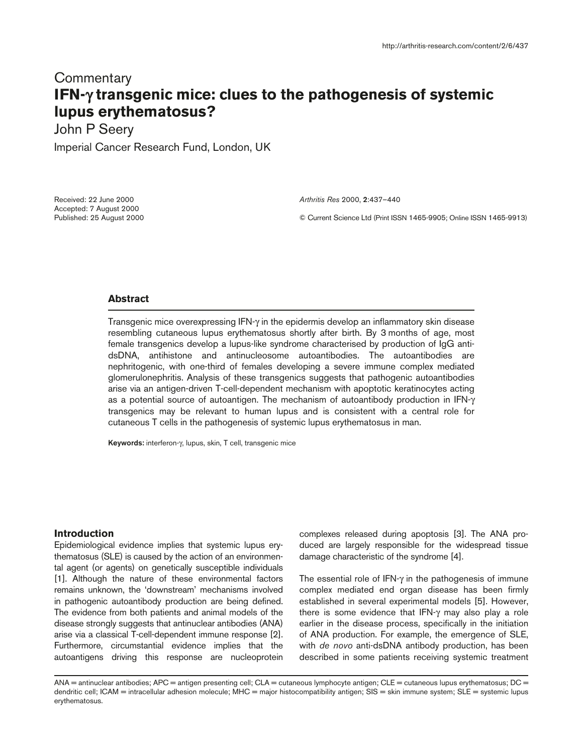Commentary

# IFN-γ transgenic mice: clues to the pathogenesis of systemic lupus erythematosus?

John P Seery

Imperial Cancer Research Fund, London, UK

Received: 22 June 2000
Accepted: 7 August 2000
Published: 25 August 2000

*Arthritis Res* 2000, **2**:437–440

© Current Science Ltd (Print ISSN 1465-9905; Online ISSN 1465-9913)

## Abstract

Transgenic mice overexpressing IFN-γ in the epidermis develop an inflammatory skin disease resembling cutaneous lupus erythematosus shortly after birth. By 3 months of age, most female transgenics develop a lupus-like syndrome characterised by production of IgG anti-dsDNA, antihistone and antinucleosome autoantibodies. The autoantibodies are nephritogenic, with one-third of females developing a severe immune complex mediated glomerulonephritis. Analysis of these transgenics suggests that pathogenic autoantibodies arise via an antigen-driven T-cell-dependent mechanism with apoptotic keratinocytes acting as a potential source of autoantigen. The mechanism of autoantibody production in IFN-γ transgenics may be relevant to human lupus and is consistent with a central role for cutaneous T cells in the pathogenesis of systemic lupus erythematosus in man.

**Keywords:** interferon-γ, lupus, skin, T cell, transgenic mice

## Introduction

Epidemiological evidence implies that systemic lupus erythematosus (SLE) is caused by the action of an environmental agent (or agents) on genetically susceptible individuals [1]. Although the nature of these environmental factors remains unknown, the 'downstream' mechanisms involved in pathogenic autoantibody production are being defined. The evidence from both patients and animal models of the disease strongly suggests that antinuclear antibodies (ANA) arise via a classical T-cell-dependent immune response [2]. Furthermore, circumstantial evidence implies that the autoantigens driving this response are nucleoprotein complexes released during apoptosis [3]. The ANA produced are largely responsible for the widespread tissue damage characteristic of the syndrome [4].

The essential role of IFN-γ in the pathogenesis of immune complex mediated end organ disease has been firmly established in several experimental models [5]. However, there is some evidence that IFN-γ may also play a role earlier in the disease process, specifically in the initiation of ANA production. For example, the emergence of SLE, with *de novo* anti-dsDNA antibody production, has been described in some patients receiving systemic treatment

ANA = antinuclear antibodies; APC = antigen presenting cell; CLA = cutaneous lymphocyte antigen; CLE = cutaneous lupus erythematosus; DC = dendritic cell; ICAM = intracellular adhesion molecule; MHC = major histocompatibility antigen; SIS = skin immune system; SLE = systemic lupus erythematosus.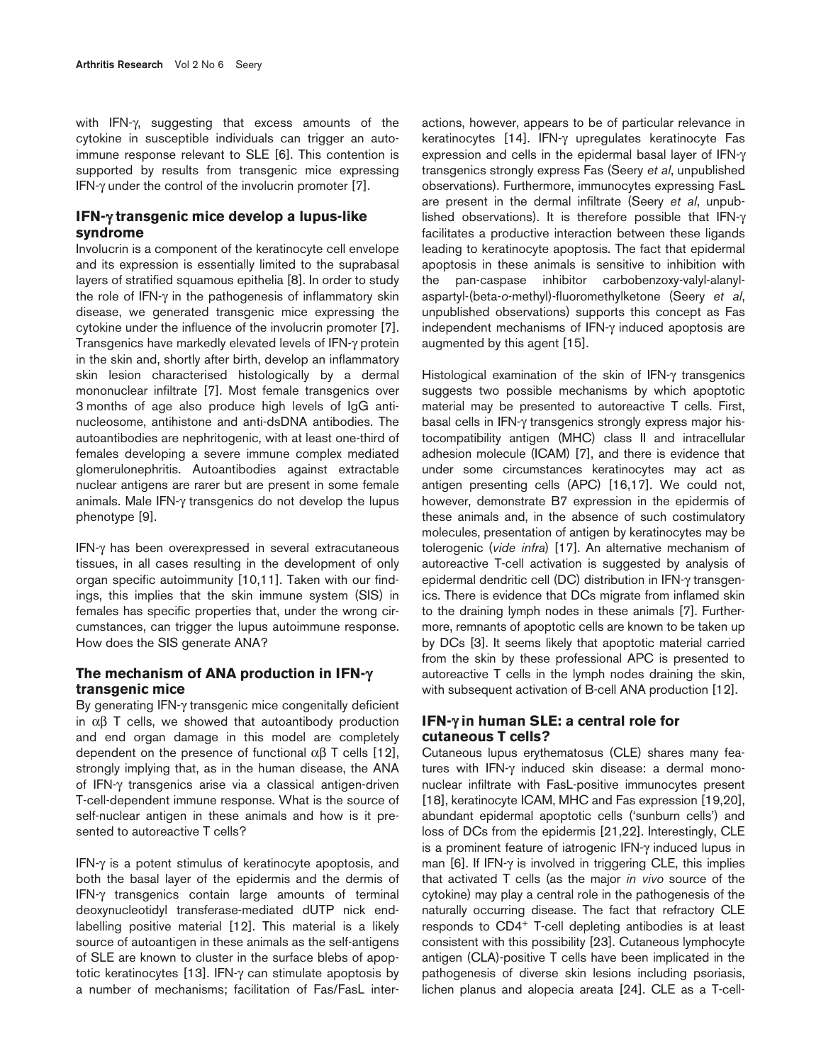with IFN-γ, suggesting that excess amounts of the cytokine in susceptible individuals can trigger an autoimmune response relevant to SLE [6]. This contention is supported by results from transgenic mice expressing IFN-γ under the control of the involucrin promoter [7].

## IFN-γ transgenic mice develop a lupus-like syndrome

Involucrin is a component of the keratinocyte cell envelope and its expression is essentially limited to the suprabasal layers of stratified squamous epithelia [8]. In order to study the role of IFN-γ in the pathogenesis of inflammatory skin disease, we generated transgenic mice expressing the cytokine under the influence of the involucrin promoter [7]. Transgenics have markedly elevated levels of IFN-γ protein in the skin and, shortly after birth, develop an inflammatory skin lesion characterised histologically by a dermal mononuclear infiltrate [7]. Most female transgenics over 3 months of age also produce high levels of IgG anti-nucleosome, antihistone and anti-dsDNA antibodies. The autoantibodies are nephritogenic, with at least one-third of females developing a severe immune complex mediated glomerulonephritis. Autoantibodies against extractable nuclear antigens are rarer but are present in some female animals. Male IFN-γ transgenics do not develop the lupus phenotype [9].

IFN-γ has been overexpressed in several extracutaneous tissues, in all cases resulting in the development of only organ specific autoimmunity [10,11]. Taken with our findings, this implies that the skin immune system (SIS) in females has specific properties that, under the wrong circumstances, can trigger the lupus autoimmune response. How does the SIS generate ANA?

## The mechanism of ANA production in IFN-γ transgenic mice

By generating IFN-γ transgenic mice congenitally deficient in αβ T cells, we showed that autoantibody production and end organ damage in this model are completely dependent on the presence of functional αβ T cells [12], strongly implying that, as in the human disease, the ANA of IFN-γ transgenics arise via a classical antigen-driven T-cell-dependent immune response. What is the source of self-nuclear antigen in these animals and how is it presented to autoreactive T cells?

IFN-γ is a potent stimulus of keratinocyte apoptosis, and both the basal layer of the epidermis and the dermis of IFN-γ transgenics contain large amounts of terminal deoxynucleotidyl transferase-mediated dUTP nick end-labelling positive material [12]. This material is a likely source of autoantigen in these animals as the self-antigens of SLE are known to cluster in the surface blebs of apoptotic keratinocytes [13]. IFN-γ can stimulate apoptosis by a number of mechanisms; facilitation of Fas/FasL interactions, however, appears to be of particular relevance in keratinocytes [14]. IFN-γ upregulates keratinocyte Fas expression and cells in the epidermal basal layer of IFN-γ transgenics strongly express Fas (Seery *et al*, unpublished observations). Furthermore, immunocytes expressing FasL are present in the dermal infiltrate (Seery *et al*, unpublished observations). It is therefore possible that IFN-γ facilitates a productive interaction between these ligands leading to keratinocyte apoptosis. The fact that epidermal apoptosis in these animals is sensitive to inhibition with the pan-caspase inhibitor carbobenzoxy-valyl-alanyl-aspartyl-(beta-*o*-methyl)-fluoromethylketone (Seery *et al*, unpublished observations) supports this concept as Fas independent mechanisms of IFN-γ induced apoptosis are augmented by this agent [15].

Histological examination of the skin of IFN-γ transgenics suggests two possible mechanisms by which apoptotic material may be presented to autoreactive T cells. First, basal cells in IFN-γ transgenics strongly express major histocompatibility antigen (MHC) class II and intracellular adhesion molecule (ICAM) [7], and there is evidence that under some circumstances keratinocytes may act as antigen presenting cells (APC) [16,17]. We could not, however, demonstrate B7 expression in the epidermis of these animals and, in the absence of such costimulatory molecules, presentation of antigen by keratinocytes may be tolerogenic (*vide infra*) [17]. An alternative mechanism of autoreactive T-cell activation is suggested by analysis of epidermal dendritic cell (DC) distribution in IFN-γ transgenics. There is evidence that DCs migrate from inflamed skin to the draining lymph nodes in these animals [7]. Furthermore, remnants of apoptotic cells are known to be taken up by DCs [3]. It seems likely that apoptotic material carried from the skin by these professional APC is presented to autoreactive T cells in the lymph nodes draining the skin, with subsequent activation of B-cell ANA production [12].

## IFN-γ in human SLE: a central role for cutaneous T cells?

Cutaneous lupus erythematosus (CLE) shares many features with IFN-γ induced skin disease: a dermal mononuclear infiltrate with FasL-positive immunocytes present [18], keratinocyte ICAM, MHC and Fas expression [19,20], abundant epidermal apoptotic cells ('sunburn cells') and loss of DCs from the epidermis [21,22]. Interestingly, CLE is a prominent feature of iatrogenic IFN-γ induced lupus in man [6]. If IFN-γ is involved in triggering CLE, this implies that activated T cells (as the major *in vivo* source of the cytokine) may play a central role in the pathogenesis of the naturally occurring disease. The fact that refractory CLE responds to $CD4^+$ T-cell depleting antibodies is at least consistent with this possibility [23]. Cutaneous lymphocyte antigen (CLA)-positive T cells have been implicated in the pathogenesis of diverse skin lesions including psoriasis, lichen planus and alopecia areata [24]. CLE as a T-cell-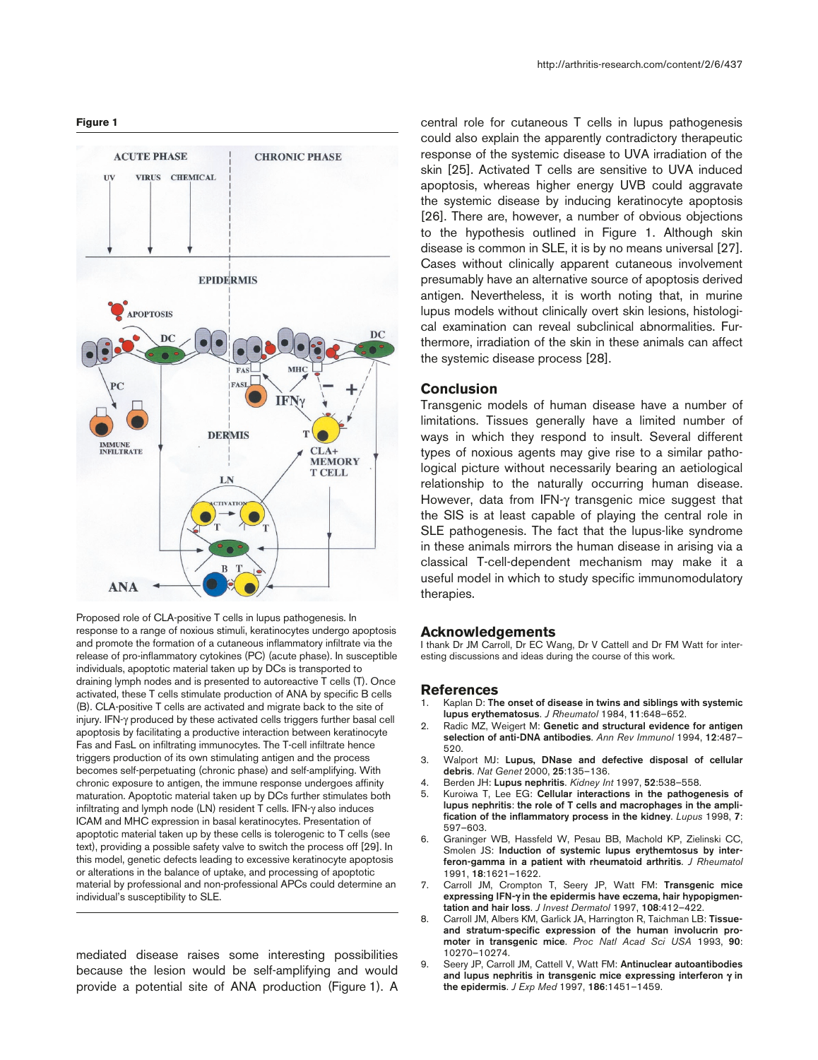**Figure 1**

Proposed role of CLA-positive T cells in lupus pathogenesis. In response to a range of noxious stimuli, keratinocytes undergo apoptosis and promote the formation of a cutaneous inflammatory infiltrate via the release of pro-inflammatory cytokines (PC) (acute phase). In susceptible individuals, apoptotic material taken up by DCs is transported to draining lymph nodes and is presented to autoreactive T cells (T). Once activated, these T cells stimulate production of ANA by specific B cells (B). CLA-positive T cells are activated and migrate back to the site of injury. IFN-γ produced by these activated cells triggers further basal cell apoptosis by facilitating a productive interaction between keratinocyte Fas and FasL on infiltrating immunocytes. The T-cell infiltrate hence triggers production of its own stimulating antigen and the process becomes self-perpetuating (chronic phase) and self-amplifying. With chronic exposure to antigen, the immune response undergoes affinity maturation. Apoptotic material taken up by DCs further stimulates both infiltrating and lymph node (LN) resident T cells. IFN-γ also induces ICAM and MHC expression in basal keratinocytes. Presentation of apoptotic material taken up by these cells is tolerogenic to T cells (see text), providing a possible safety valve to switch the process off [29]. In this model, genetic defects leading to excessive keratinocyte apoptosis or alterations in the balance of uptake, and processing of apoptotic material by professional and non-professional APCs could determine an individual's susceptibility to SLE.

mediated disease raises some interesting possibilities because the lesion would be self-amplifying and would provide a potential site of ANA production (Figure 1). A central role for cutaneous T cells in lupus pathogenesis could also explain the apparently contradictory therapeutic response of the systemic disease to UVA irradiation of the skin [25]. Activated T cells are sensitive to UVA induced apoptosis, whereas higher energy UVB could aggravate the systemic disease by inducing keratinocyte apoptosis [26]. There are, however, a number of obvious objections to the hypothesis outlined in Figure 1. Although skin disease is common in SLE, it is by no means universal [27]. Cases without clinically apparent cutaneous involvement presumably have an alternative source of apoptosis derived antigen. Nevertheless, it is worth noting that, in murine lupus models without clinically overt skin lesions, histological examination can reveal subclinical abnormalities. Furthermore, irradiation of the skin in these animals can affect the systemic disease process [28].

## Conclusion

Transgenic models of human disease have a number of limitations. Tissues generally have a limited number of ways in which they respond to insult. Several different types of noxious agents may give rise to a similar pathological picture without necessarily bearing an aetiological relationship to the naturally occurring human disease. However, data from IFN-γ transgenic mice suggest that the SIS is at least capable of playing the central role in SLE pathogenesis. The fact that the lupus-like syndrome in these animals mirrors the human disease in arising via a classical T-cell-dependent mechanism may make it a useful model in which to study specific immunomodulatory therapies.

## Acknowledgements

I thank Dr JM Carroll, Dr EC Wang, Dr V Cattell and Dr FM Watt for interesting discussions and ideas during the course of this work.

## References

1. Kaplan D: **The onset of disease in twins and siblings with systemic lupus erythematosus**. *J Rheumatol* 1984, **11**:648–652.
2. Radic MZ, Weigert M: **Genetic and structural evidence for antigen selection of anti-DNA antibodies**. *Ann Rev Immunol* 1994, **12**:487–520.
3. Walport MJ: **Lupus, DNase and defective disposal of cellular debris**. *Nat Genet* 2000, **25**:135–136.
4. Berden JH: **Lupus nephritis**. *Kidney Int* 1997, **52**:538–558.
5. Kuroiwa T, Lee EG: **Cellular interactions in the pathogenesis of lupus nephritis: the role of T cells and macrophages in the amplification of the inflammatory process in the kidney**. *Lupus* 1998, **7**: 597–603.
6. Graninger WB, Hassfeld W, Pesau BB, Machold KP, Zielinski CC, Smolen JS: **Induction of systemic lupus erythemtosus by interferon-gamma in a patient with rheumatoid arthritis**. *J Rheumatol* 1991, **18**:1621–1622.
7. Carroll JM, Crompton T, Seery JP, Watt FM: **Transgenic mice expressing IFN-γ in the epidermis have eczema, hair hypopigmentation and hair loss**. *J Invest Dermatol* 1997, **108**:412–422.
8. Carroll JM, Albers KM, Garlick JA, Harrington R, Taichman LB: **Tissue-and stratum-specific expression of the human involucrin promoter in transgenic mice**. *Proc Natl Acad Sci USA* 1993, **90**: 10270–10274.
9. Seery JP, Carroll JM, Cattell V, Watt FM: **Antinuclear autoantibodies and lupus nephritis in transgenic mice expressing interferon γ in the epidermis**. *J Exp Med* 1997, **186**:1451–1459.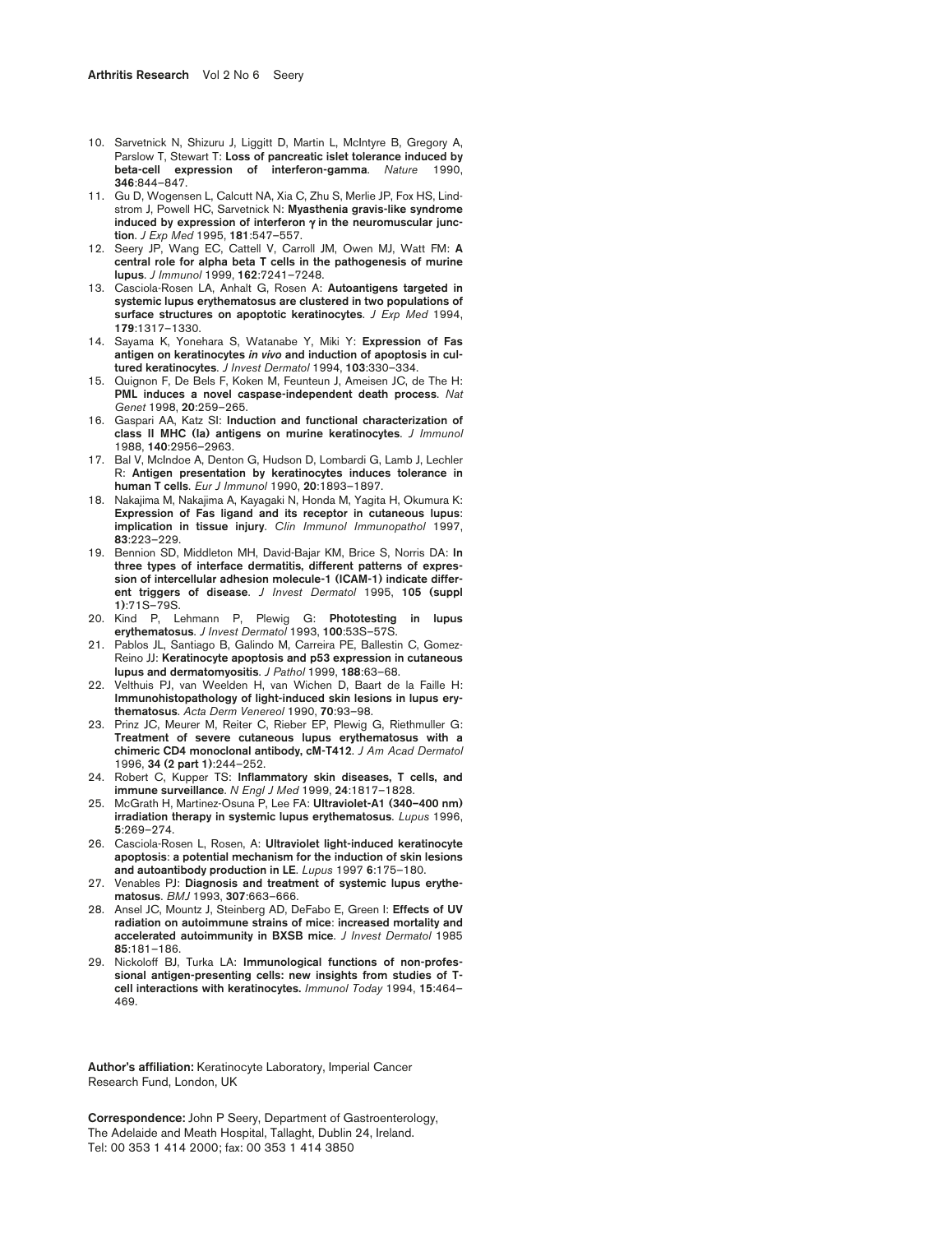10. Sarvetnick N, Shizuru J, Liggitt D, Martin L, McIntyre B, Gregory A, Parslow T, Stewart T: **Loss of pancreatic islet tolerance induced by beta-cell expression of interferon-gamma**. *Nature* 1990, **346**:844–847.
11. Gu D, Wogensen L, Calcutt NA, Xia C, Zhu S, Merlie JP, Fox HS, Lindstrom J, Powell HC, Sarvetnick N: **Myasthenia gravis-like syndrome induced by expression of interferon γ in the neuromuscular junction**. *J Exp Med* 1995, **181**:547–557.
12. Seery JP, Wang EC, Cattell V, Carroll JM, Owen MJ, Watt FM: **A central role for alpha beta T cells in the pathogenesis of murine lupus**. *J Immunol* 1999, **162**:7241–7248.
13. Casciola-Rosen LA, Anhalt G, Rosen A: **Autoantigens targeted in systemic lupus erythematosus are clustered in two populations of surface structures on apoptotic keratinocytes**. *J Exp Med* 1994, **179**:1317–1330.
14. Sayama K, Yonehara S, Watanabe Y, Miki Y: **Expression of Fas antigen on keratinocytes *in vivo* and induction of apoptosis in cultured keratinocytes**. *J Invest Dermatol* 1994, **103**:330–334.
15. Quignon F, De Bels F, Koken M, Feunteun J, Ameisen JC, de The H: **PML induces a novel caspase-independent death process**. *Nat Genet* 1998, **20**:259–265.
16. Gaspari AA, Katz SI: **Induction and functional characterization of class II MHC (Ia) antigens on murine keratinocytes**. *J Immunol* 1988, **140**:2956–2963.
17. Bal V, McIndoe A, Denton G, Hudson D, Lombardi G, Lamb J, Lechler R: **Antigen presentation by keratinocytes induces tolerance in human T cells**. *Eur J Immunol* 1990, **20**:1893–1897.
18. Nakajima M, Nakajima A, Kayagaki N, Honda M, Yagita H, Okumura K: **Expression of Fas ligand and its receptor in cutaneous lupus: implication in tissue injury**. *Clin Immunol Immunopathol* 1997, **83**:223–229.
19. Bennion SD, Middleton MH, David-Bajar KM, Brice S, Norris DA: **In three types of interface dermatitis, different patterns of expression of intercellular adhesion molecule-1 (ICAM-1) indicate different triggers of disease**. *J Invest Dermatol* 1995, **105 (suppl 1)**:71S–79S.
20. Kind P, Lehmann P, Plewig G: **Phototesting in lupus erythematosus**. *J Invest Dermatol* 1993, **100**:53S–57S.
21. Pablos JL, Santiago B, Galindo M, Carreira PE, Ballestin C, Gomez-Reino JJ: **Keratinocyte apoptosis and p53 expression in cutaneous lupus and dermatomyositis**. *J Pathol* 1999, **188**:63–68.
22. Velthuis PJ, van Weelden H, van Wichen D, Baart de la Faille H: **Immunohistopathology of light-induced skin lesions in lupus erythematosus**. *Acta Derm Venereol* 1990, **70**:93–98.
23. Prinz JC, Meurer M, Reiter C, Rieber EP, Plewig G, Riethmuller G: **Treatment of severe cutaneous lupus erythematosus with a chimeric CD4 monoclonal antibody, cM-T412**. *J Am Acad Dermatol* 1996, **34 (2 part 1)**:244–252.
24. Robert C, Kupper TS: **Inflammatory skin diseases, T cells, and immune surveillance**. *N Engl J Med* 1999, **24**:1817–1828.
25. McGrath H, Martinez-Osuna P, Lee FA: **Ultraviolet-A1 (340–400 nm) irradiation therapy in systemic lupus erythematosus**. *Lupus* 1996, **5**:269–274.
26. Casciola-Rosen L, Rosen, A: **Ultraviolet light-induced keratinocyte apoptosis: a potential mechanism for the induction of skin lesions and autoantibody production in LE**. *Lupus* 1997 **6**:175–180.
27. Venables PJ: **Diagnosis and treatment of systemic lupus erythematosus**. *BMJ* 1993, **307**:663–666.
28. Ansel JC, Mountz J, Steinberg AD, DeFabo E, Green I: **Effects of UV radiation on autoimmune strains of mice: increased mortality and accelerated autoimmunity in BXSB mice**. *J Invest Dermatol* 1985 **85**:181–186.
29. Nickoloff BJ, Turka LA: **Immunological functions of non-professional antigen-presenting cells: new insights from studies of T-cell interactions with keratinocytes.** *Immunol Today* 1994, **15**:464–469.

**Author's affiliation:** Keratinocyte Laboratory, Imperial Cancer Research Fund, London, UK

**Correspondence:** John P Seery, Department of Gastroenterology, The Adelaide and Meath Hospital, Tallaght, Dublin 24, Ireland. Tel: 00 353 1 414 2000; fax: 00 353 1 414 3850